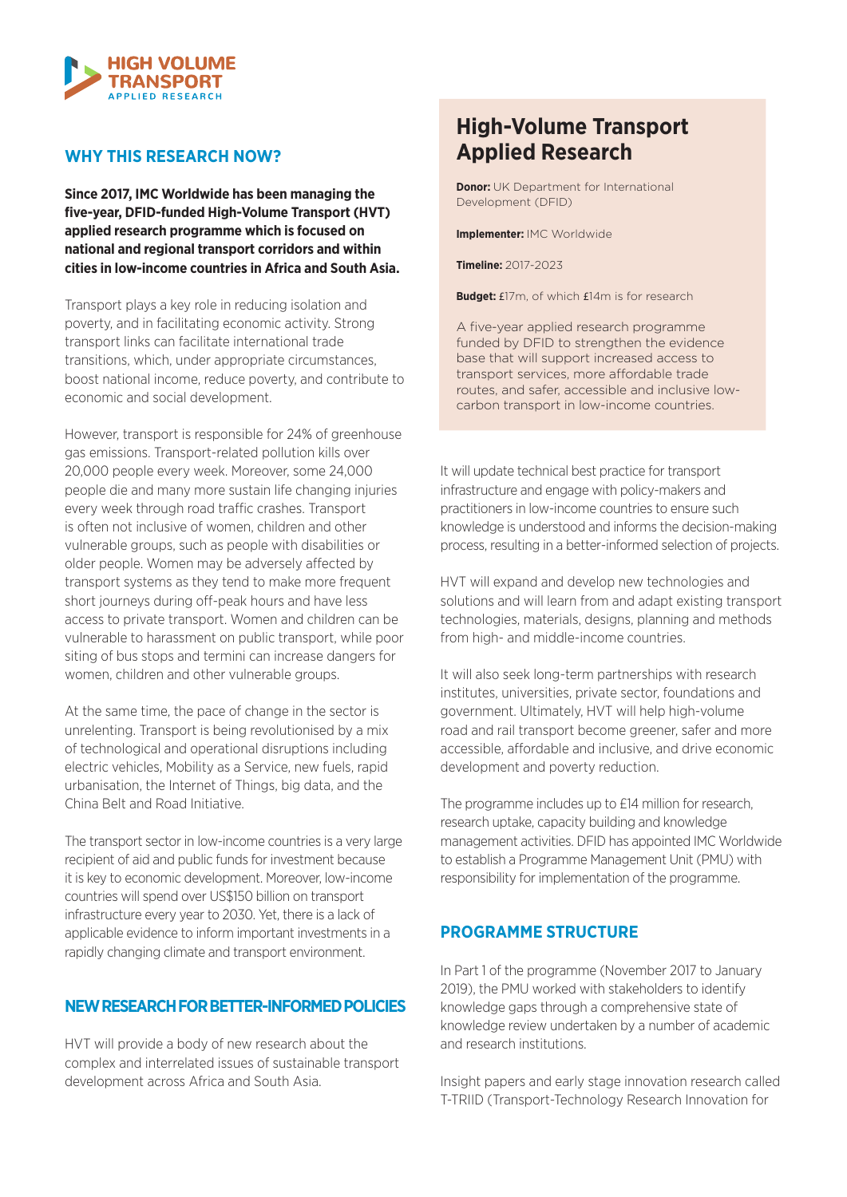HIGH VOLUME TRANSPORT
APPLIED RESEARCH

## WHY THIS RESEARCH NOW?

**Since 2017, IMC Worldwide has been managing the five-year, DFID-funded High-Volume Transport (HVT) applied research programme which is focused on national and regional transport corridors and within cities in low-income countries in Africa and South Asia.**

Transport plays a key role in reducing isolation and poverty, and in facilitating economic activity. Strong transport links can facilitate international trade transitions, which, under appropriate circumstances, boost national income, reduce poverty, and contribute to economic and social development.

However, transport is responsible for 24% of greenhouse gas emissions. Transport-related pollution kills over 20,000 people every week. Moreover, some 24,000 people die and many more sustain life changing injuries every week through road traffic crashes. Transport is often not inclusive of women, children and other vulnerable groups, such as people with disabilities or older people. Women may be adversely affected by transport systems as they tend to make more frequent short journeys during off-peak hours and have less access to private transport. Women and children can be vulnerable to harassment on public transport, while poor siting of bus stops and termini can increase dangers for women, children and other vulnerable groups.

At the same time, the pace of change in the sector is unrelenting. Transport is being revolutionised by a mix of technological and operational disruptions including electric vehicles, Mobility as a Service, new fuels, rapid urbanisation, the Internet of Things, big data, and the China Belt and Road Initiative.

The transport sector in low-income countries is a very large recipient of aid and public funds for investment because it is key to economic development. Moreover, low-income countries will spend over US$150 billion on transport infrastructure every year to 2030. Yet, there is a lack of applicable evidence to inform important investments in a rapidly changing climate and transport environment.

## NEW RESEARCH FOR BETTER-INFORMED POLICIES

HVT will provide a body of new research about the complex and interrelated issues of sustainable transport development across Africa and South Asia.

## High-Volume Transport Applied Research

**Donor:** UK Department for International Development (DFID)

**Implementer:** IMC Worldwide

**Timeline:** 2017-2023

**Budget:** £17m, of which £14m is for research

A five-year applied research programme funded by DFID to strengthen the evidence base that will support increased access to transport services, more affordable trade routes, and safer, accessible and inclusive low-carbon transport in low-income countries.

It will update technical best practice for transport infrastructure and engage with policy-makers and practitioners in low-income countries to ensure such knowledge is understood and informs the decision-making process, resulting in a better-informed selection of projects.

HVT will expand and develop new technologies and solutions and will learn from and adapt existing transport technologies, materials, designs, planning and methods from high- and middle-income countries.

It will also seek long-term partnerships with research institutes, universities, private sector, foundations and government. Ultimately, HVT will help high-volume road and rail transport become greener, safer and more accessible, affordable and inclusive, and drive economic development and poverty reduction.

The programme includes up to £14 million for research, research uptake, capacity building and knowledge management activities. DFID has appointed IMC Worldwide to establish a Programme Management Unit (PMU) with responsibility for implementation of the programme.

## PROGRAMME STRUCTURE

In Part 1 of the programme (November 2017 to January 2019), the PMU worked with stakeholders to identify knowledge gaps through a comprehensive state of knowledge review undertaken by a number of academic and research institutions.

Insight papers and early stage innovation research called T-TRIID (Transport-Technology Research Innovation for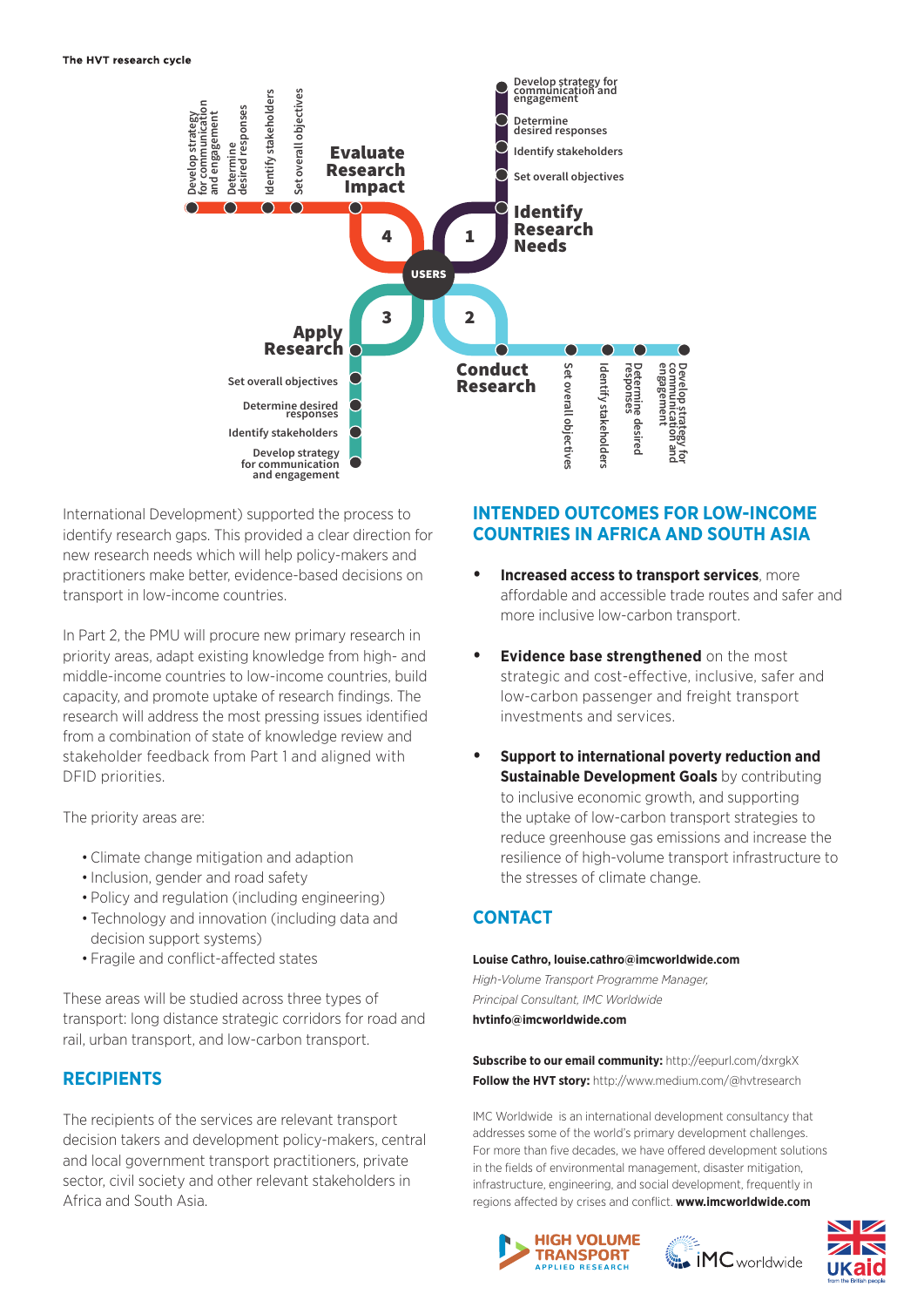The HVT research cycle

Evaluate Research Impact
Develop strategy for communication and engagement
Determine desired responses
Identify stakeholders
Set overall objectives
4

Identify Research Needs
Develop strategy for communication and engagement
Determine desired responses
Identify stakeholders
Set overall objectives
1

USERS

Apply Research
Set overall objectives
Determine desired responses
Identify stakeholders
Develop strategy for communication and engagement
3

Conduct Research
Set overall objectives
Identify stakeholders
Determine desired responses
Develop strategy for communication and engagement
2

International Development) supported the process to identify research gaps. This provided a clear direction for new research needs which will help policy-makers and practitioners make better, evidence-based decisions on transport in low-income countries.

In Part 2, the PMU will procure new primary research in priority areas, adapt existing knowledge from high- and middle-income countries to low-income countries, build capacity, and promote uptake of research findings. The research will address the most pressing issues identified from a combination of state of knowledge review and stakeholder feedback from Part 1 and aligned with DFID priorities.

The priority areas are:

- Climate change mitigation and adaption
- Inclusion, gender and road safety
- Policy and regulation (including engineering)
- Technology and innovation (including data and decision support systems)
- Fragile and conflict-affected states

These areas will be studied across three types of transport: long distance strategic corridors for road and rail, urban transport, and low-carbon transport.

## RECIPIENTS

The recipients of the services are relevant transport decision takers and development policy-makers, central and local government transport practitioners, private sector, civil society and other relevant stakeholders in Africa and South Asia.

## INTENDED OUTCOMES FOR LOW-INCOME COUNTRIES IN AFRICA AND SOUTH ASIA

- **Increased access to transport services**, more affordable and accessible trade routes and safer and more inclusive low-carbon transport.
- **Evidence base strengthened** on the most strategic and cost-effective, inclusive, safer and low-carbon passenger and freight transport investments and services.
- **Support to international poverty reduction and Sustainable Development Goals** by contributing to inclusive economic growth, and supporting the uptake of low-carbon transport strategies to reduce greenhouse gas emissions and increase the resilience of high-volume transport infrastructure to the stresses of climate change.

## CONTACT

**Louise Cathro, louise.cathro@imcworldwide.com**
*High-Volume Transport Programme Manager, Principal Consultant, IMC Worldwide*
**hvtinfo@imcworldwide.com**

**Subscribe to our email community:** http://eepurl.com/dxrgkX
**Follow the HVT story:** http://www.medium.com/@hvtresearch

IMC Worldwide is an international development consultancy that addresses some of the world's primary development challenges. For more than five decades, we have offered development solutions in the fields of environmental management, disaster mitigation, infrastructure, engineering, and social development, frequently in regions affected by crises and conflict. **www.imcworldwide.com**

HIGH VOLUME TRANSPORT APPLIED RESEARCH

IMC worldwide

UKaid from the British people